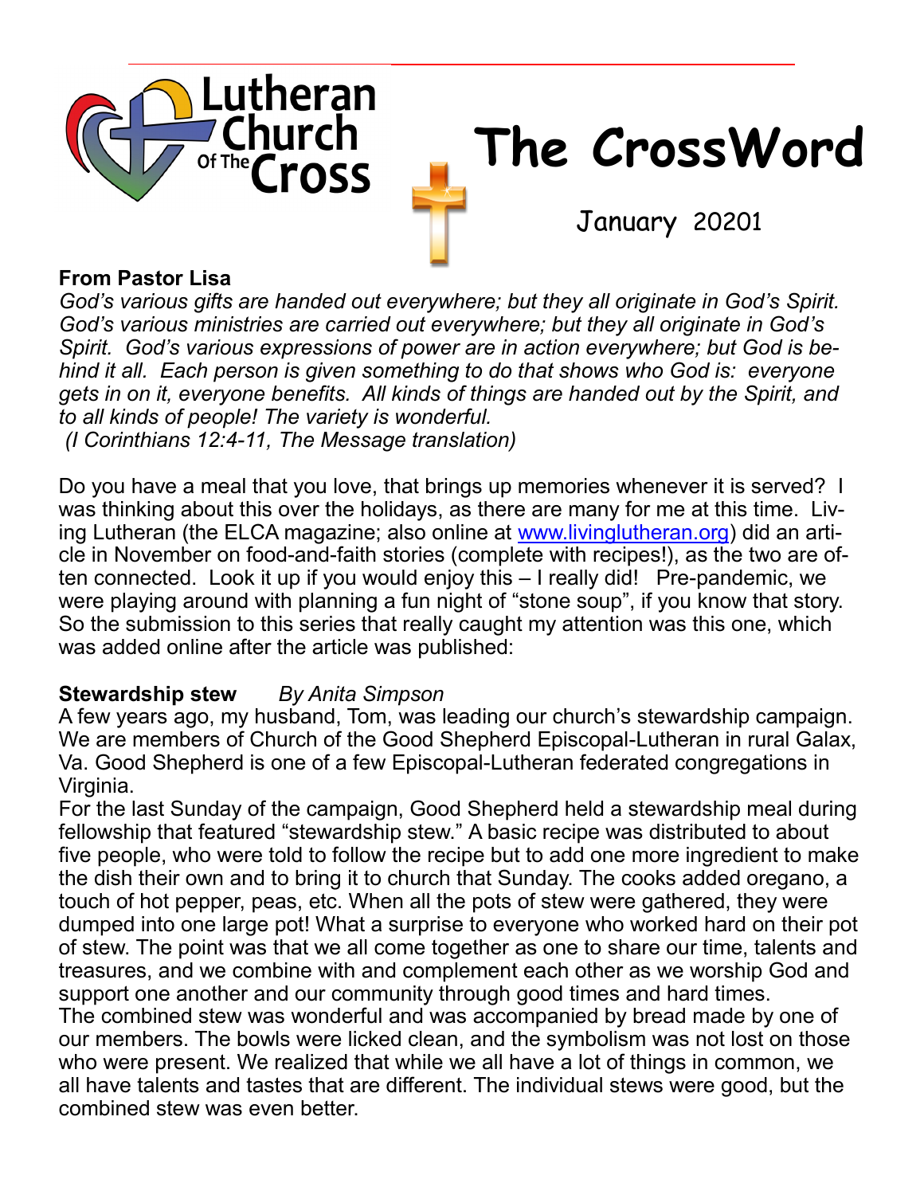Lutheran Church Of The Cross

# The CrossWord

January 20201

**From Pastor Lisa**

*God's various gifts are handed out everywhere; but they all originate in God's Spirit. God's various ministries are carried out everywhere; but they all originate in God's Spirit. God's various expressions of power are in action everywhere; but God is behind it all. Each person is given something to do that shows who God is: everyone gets in on it, everyone benefits. All kinds of things are handed out by the Spirit, and to all kinds of people! The variety is wonderful.*
*(I Corinthians 12:4-11, The Message translation)*

Do you have a meal that you love, that brings up memories whenever it is served? I was thinking about this over the holidays, as there are many for me at this time. Living Lutheran (the ELCA magazine; also online at www.livinglutheran.org) did an article in November on food-and-faith stories (complete with recipes!), as the two are often connected. Look it up if you would enjoy this – I really did! Pre-pandemic, we were playing around with planning a fun night of "stone soup", if you know that story. So the submission to this series that really caught my attention was this one, which was added online after the article was published:

**Stewardship stew** *By Anita Simpson*

A few years ago, my husband, Tom, was leading our church's stewardship campaign. We are members of Church of the Good Shepherd Episcopal-Lutheran in rural Galax, Va. Good Shepherd is one of a few Episcopal-Lutheran federated congregations in Virginia.

For the last Sunday of the campaign, Good Shepherd held a stewardship meal during fellowship that featured "stewardship stew." A basic recipe was distributed to about five people, who were told to follow the recipe but to add one more ingredient to make the dish their own and to bring it to church that Sunday. The cooks added oregano, a touch of hot pepper, peas, etc. When all the pots of stew were gathered, they were dumped into one large pot! What a surprise to everyone who worked hard on their pot of stew. The point was that we all come together as one to share our time, talents and treasures, and we combine with and complement each other as we worship God and support one another and our community through good times and hard times.

The combined stew was wonderful and was accompanied by bread made by one of our members. The bowls were licked clean, and the symbolism was not lost on those who were present. We realized that while we all have a lot of things in common, we all have talents and tastes that are different. The individual stews were good, but the combined stew was even better.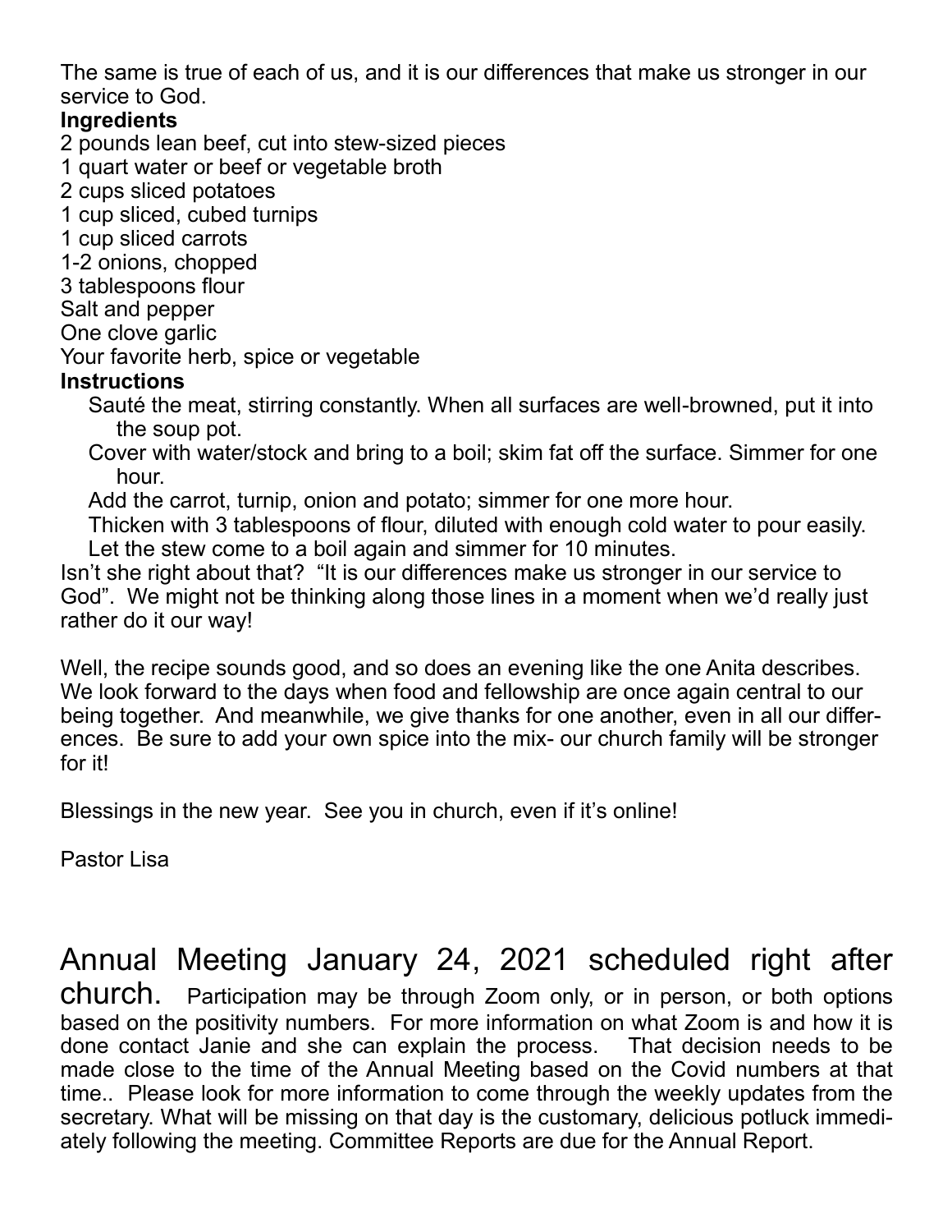The same is true of each of us, and it is our differences that make us stronger in our service to God.

**Ingredients**

2 pounds lean beef, cut into stew-sized pieces
1 quart water or beef or vegetable broth
2 cups sliced potatoes
1 cup sliced, cubed turnips
1 cup sliced carrots
1-2 onions, chopped
3 tablespoons flour
Salt and pepper
One clove garlic
Your favorite herb, spice or vegetable

**Instructions**

Sauté the meat, stirring constantly. When all surfaces are well-browned, put it into the soup pot.

Cover with water/stock and bring to a boil; skim fat off the surface. Simmer for one hour.

Add the carrot, turnip, onion and potato; simmer for one more hour.

Thicken with 3 tablespoons of flour, diluted with enough cold water to pour easily.

Let the stew come to a boil again and simmer for 10 minutes.

Isn't she right about that? "It is our differences make us stronger in our service to God". We might not be thinking along those lines in a moment when we'd really just rather do it our way!

Well, the recipe sounds good, and so does an evening like the one Anita describes. We look forward to the days when food and fellowship are once again central to our being together. And meanwhile, we give thanks for one another, even in all our differences. Be sure to add your own spice into the mix- our church family will be stronger for it!

Blessings in the new year. See you in church, even if it's online!

Pastor Lisa

## Annual Meeting January 24, 2021 scheduled right after church.

Participation may be through Zoom only, or in person, or both options based on the positivity numbers. For more information on what Zoom is and how it is done contact Janie and she can explain the process. That decision needs to be made close to the time of the Annual Meeting based on the Covid numbers at that time.. Please look for more information to come through the weekly updates from the secretary. What will be missing on that day is the customary, delicious potluck immediately following the meeting. Committee Reports are due for the Annual Report.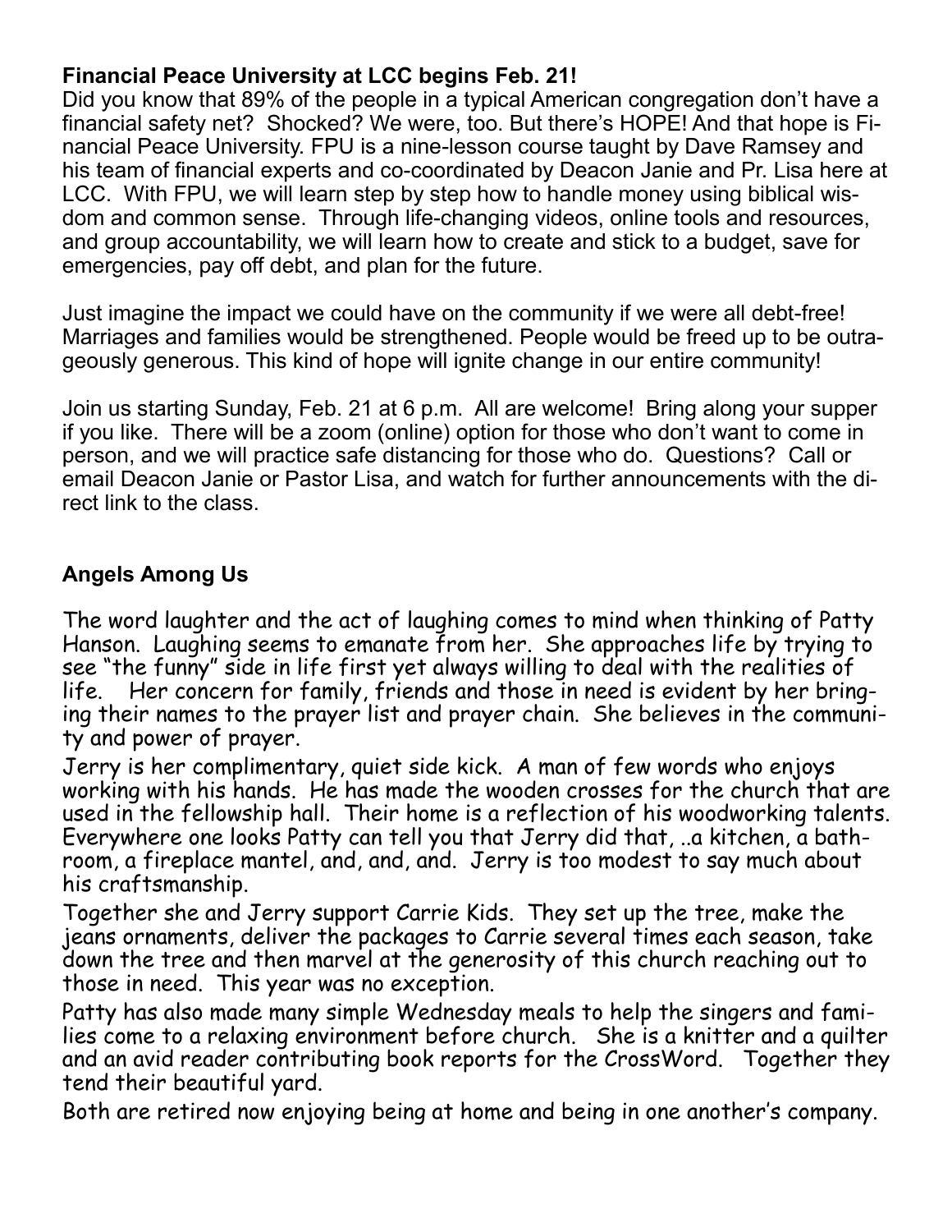## Financial Peace University at LCC begins Feb. 21!

Did you know that 89% of the people in a typical American congregation don't have a financial safety net? Shocked? We were, too. But there's HOPE! And that hope is Financial Peace University. FPU is a nine-lesson course taught by Dave Ramsey and his team of financial experts and co-coordinated by Deacon Janie and Pr. Lisa here at LCC. With FPU, we will learn step by step how to handle money using biblical wisdom and common sense. Through life-changing videos, online tools and resources, and group accountability, we will learn how to create and stick to a budget, save for emergencies, pay off debt, and plan for the future.

Just imagine the impact we could have on the community if we were all debt-free! Marriages and families would be strengthened. People would be freed up to be outrageously generous. This kind of hope will ignite change in our entire community!

Join us starting Sunday, Feb. 21 at 6 p.m. All are welcome! Bring along your supper if you like. There will be a zoom (online) option for those who don't want to come in person, and we will practice safe distancing for those who do. Questions? Call or email Deacon Janie or Pastor Lisa, and watch for further announcements with the direct link to the class.

## Angels Among Us

The word laughter and the act of laughing comes to mind when thinking of Patty Hanson. Laughing seems to emanate from her. She approaches life by trying to see "the funny" side in life first yet always willing to deal with the realities of life. Her concern for family, friends and those in need is evident by her bringing their names to the prayer list and prayer chain. She believes in the community and power of prayer.

Jerry is her complimentary, quiet side kick. A man of few words who enjoys working with his hands. He has made the wooden crosses for the church that are used in the fellowship hall. Their home is a reflection of his woodworking talents. Everywhere one looks Patty can tell you that Jerry did that, ..a kitchen, a bathroom, a fireplace mantel, and, and, and. Jerry is too modest to say much about his craftsmanship.

Together she and Jerry support Carrie Kids. They set up the tree, make the jeans ornaments, deliver the packages to Carrie several times each season, take down the tree and then marvel at the generosity of this church reaching out to those in need. This year was no exception.

Patty has also made many simple Wednesday meals to help the singers and families come to a relaxing environment before church. She is a knitter and a quilter and an avid reader contributing book reports for the CrossWord. Together they tend their beautiful yard.

Both are retired now enjoying being at home and being in one another's company.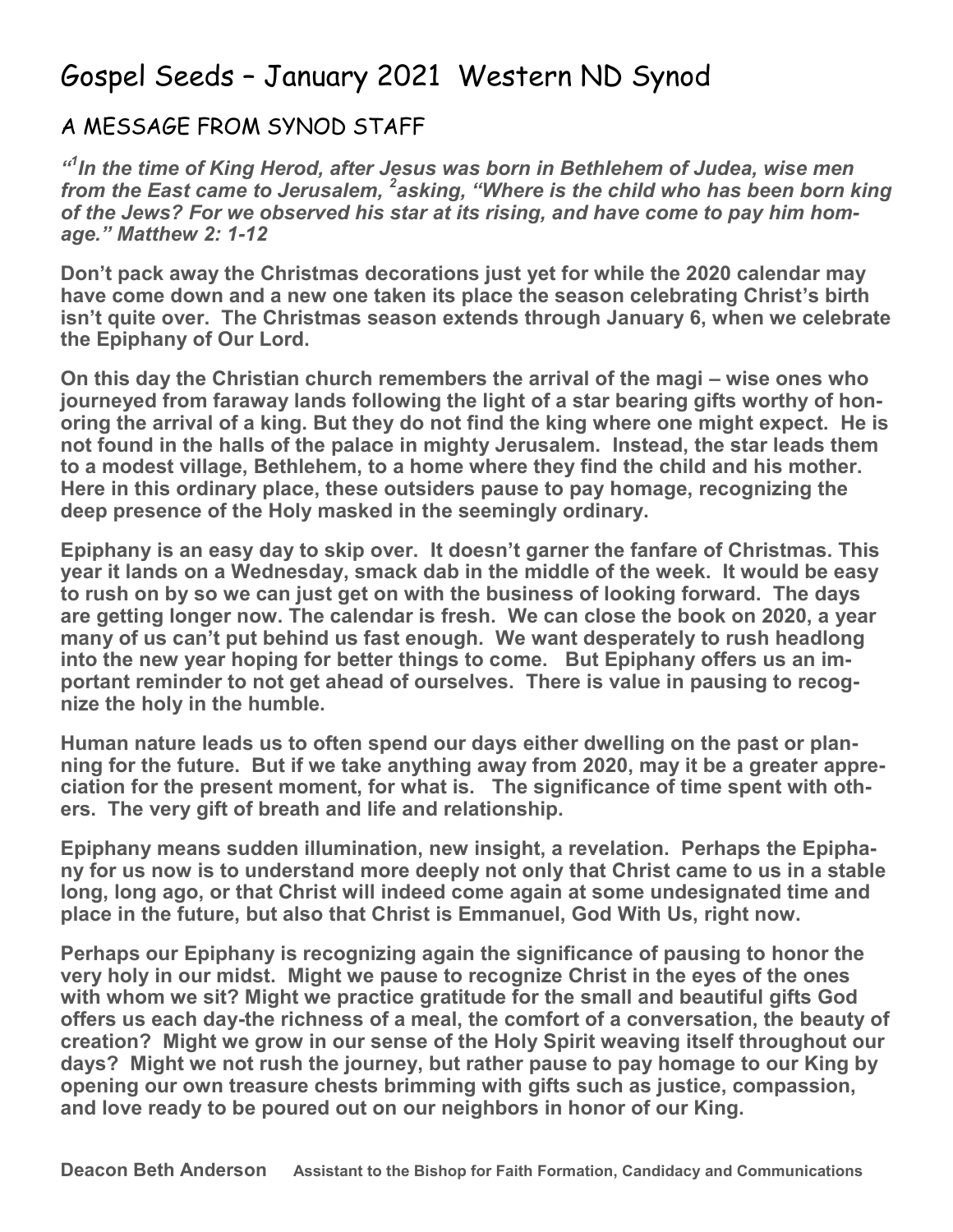# Gospel Seeds – January 2021 Western ND Synod

## A MESSAGE FROM SYNOD STAFF

***"[1]In the time of King Herod, after Jesus was born in Bethlehem of Judea, wise men from the East came to Jerusalem, [2]asking, "Where is the child who has been born king of the Jews? For we observed his star at its rising, and have come to pay him homage." Matthew 2: 1-12***

**Don't pack away the Christmas decorations just yet for while the 2020 calendar may have come down and a new one taken its place the season celebrating Christ's birth isn't quite over. The Christmas season extends through January 6, when we celebrate the Epiphany of Our Lord.**

**On this day the Christian church remembers the arrival of the magi – wise ones who journeyed from faraway lands following the light of a star bearing gifts worthy of honoring the arrival of a king. But they do not find the king where one might expect. He is not found in the halls of the palace in mighty Jerusalem. Instead, the star leads them to a modest village, Bethlehem, to a home where they find the child and his mother. Here in this ordinary place, these outsiders pause to pay homage, recognizing the deep presence of the Holy masked in the seemingly ordinary.**

**Epiphany is an easy day to skip over. It doesn't garner the fanfare of Christmas. This year it lands on a Wednesday, smack dab in the middle of the week. It would be easy to rush on by so we can just get on with the business of looking forward. The days are getting longer now. The calendar is fresh. We can close the book on 2020, a year many of us can't put behind us fast enough. We want desperately to rush headlong into the new year hoping for better things to come. But Epiphany offers us an important reminder to not get ahead of ourselves. There is value in pausing to recognize the holy in the humble.**

**Human nature leads us to often spend our days either dwelling on the past or planning for the future. But if we take anything away from 2020, may it be a greater appreciation for the present moment, for what is. The significance of time spent with others. The very gift of breath and life and relationship.**

**Epiphany means sudden illumination, new insight, a revelation. Perhaps the Epiphany for us now is to understand more deeply not only that Christ came to us in a stable long, long ago, or that Christ will indeed come again at some undesignated time and place in the future, but also that Christ is Emmanuel, God With Us, right now.**

**Perhaps our Epiphany is recognizing again the significance of pausing to honor the very holy in our midst. Might we pause to recognize Christ in the eyes of the ones with whom we sit? Might we practice gratitude for the small and beautiful gifts God offers us each day-the richness of a meal, the comfort of a conversation, the beauty of creation? Might we grow in our sense of the Holy Spirit weaving itself throughout our days? Might we not rush the journey, but rather pause to pay homage to our King by opening our own treasure chests brimming with gifts such as justice, compassion, and love ready to be poured out on our neighbors in honor of our King.**

**Deacon Beth Anderson** **Assistant to the Bishop for Faith Formation, Candidacy and Communications**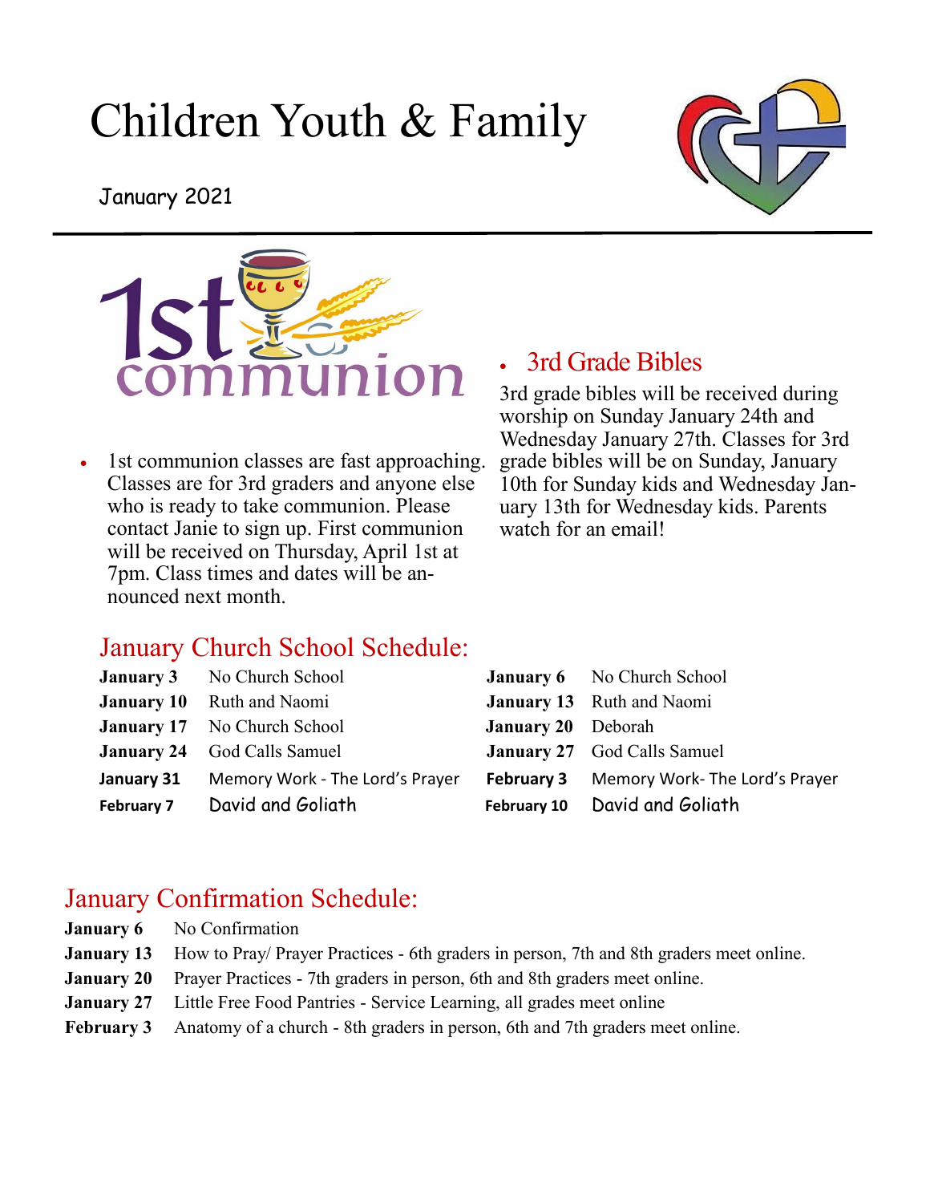# Children Youth & Family

January 2021

- 1st communion classes are fast approaching. Classes are for 3rd graders and anyone else who is ready to take communion. Please contact Janie to sign up. First communion will be received on Thursday, April 1st at 7pm. Class times and dates will be announced next month.

- ## 3rd Grade Bibles

3rd grade bibles will be received during worship on Sunday January 24th and Wednesday January 27th. Classes for 3rd grade bibles will be on Sunday, January 10th for Sunday kids and Wednesday January 13th for Wednesday kids. Parents watch for an email!

## January Church School Schedule:

| | | | |
|---|---|---|---|
| **January 3** | No Church School | **January 6** | No Church School |
| **January 10** | Ruth and Naomi | **January 13** | Ruth and Naomi |
| **January 17** | No Church School | **January 20** | Deborah |
| **January 24** | God Calls Samuel | **January 27** | God Calls Samuel |
| **January 31** | Memory Work - The Lord's Prayer | **February 3** | Memory Work- The Lord's Prayer |
| **February 7** | David and Goliath | **February 10** | David and Goliath |

## January Confirmation Schedule:

| | |
|---|---|
| **January 6** | No Confirmation |
| **January 13** | How to Pray/ Prayer Practices - 6th graders in person, 7th and 8th graders meet online. |
| **January 20** | Prayer Practices - 7th graders in person, 6th and 8th graders meet online. |
| **January 27** | Little Free Food Pantries - Service Learning, all grades meet online |
| **February 3** | Anatomy of a church - 8th graders in person, 6th and 7th graders meet online. |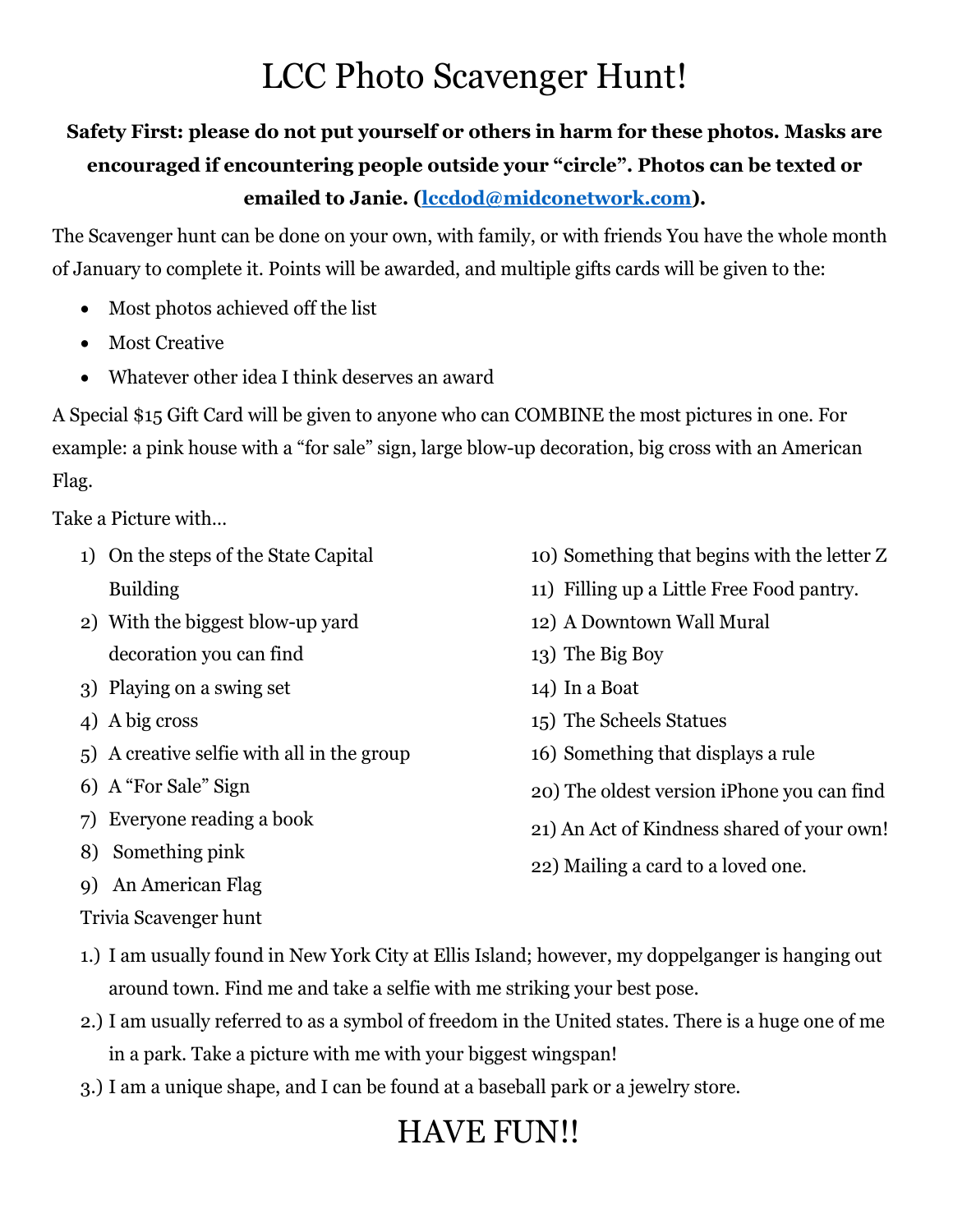# LCC Photo Scavenger Hunt!

**Safety First: please do not put yourself or others in harm for these photos. Masks are encouraged if encountering people outside your "circle". Photos can be texted or emailed to Janie. (lccdod@midconetwork.com).**

The Scavenger hunt can be done on your own, with family, or with friends You have the whole month of January to complete it. Points will be awarded, and multiple gifts cards will be given to the:

- Most photos achieved off the list
- Most Creative
- Whatever other idea I think deserves an award

A Special $15 Gift Card will be given to anyone who can COMBINE the most pictures in one. For example: a pink house with a "for sale" sign, large blow-up decoration, big cross with an American Flag.

Take a Picture with…

1) On the steps of the State Capital Building
2) With the biggest blow-up yard decoration you can find
3) Playing on a swing set
4) A big cross
5) A creative selfie with all in the group
6) A "For Sale" Sign
7) Everyone reading a book
8) Something pink
9) An American Flag
10) Something that begins with the letter Z
11) Filling up a Little Free Food pantry.
12) A Downtown Wall Mural
13) The Big Boy
14) In a Boat
15) The Scheels Statues
16) Something that displays a rule
20) The oldest version iPhone you can find
21) An Act of Kindness shared of your own!
22) Mailing a card to a loved one.

Trivia Scavenger hunt

1.) I am usually found in New York City at Ellis Island; however, my doppelganger is hanging out around town. Find me and take a selfie with me striking your best pose.
2.) I am usually referred to as a symbol of freedom in the United states. There is a huge one of me in a park. Take a picture with me with your biggest wingspan!
3.) I am a unique shape, and I can be found at a baseball park or a jewelry store.

# HAVE FUN!!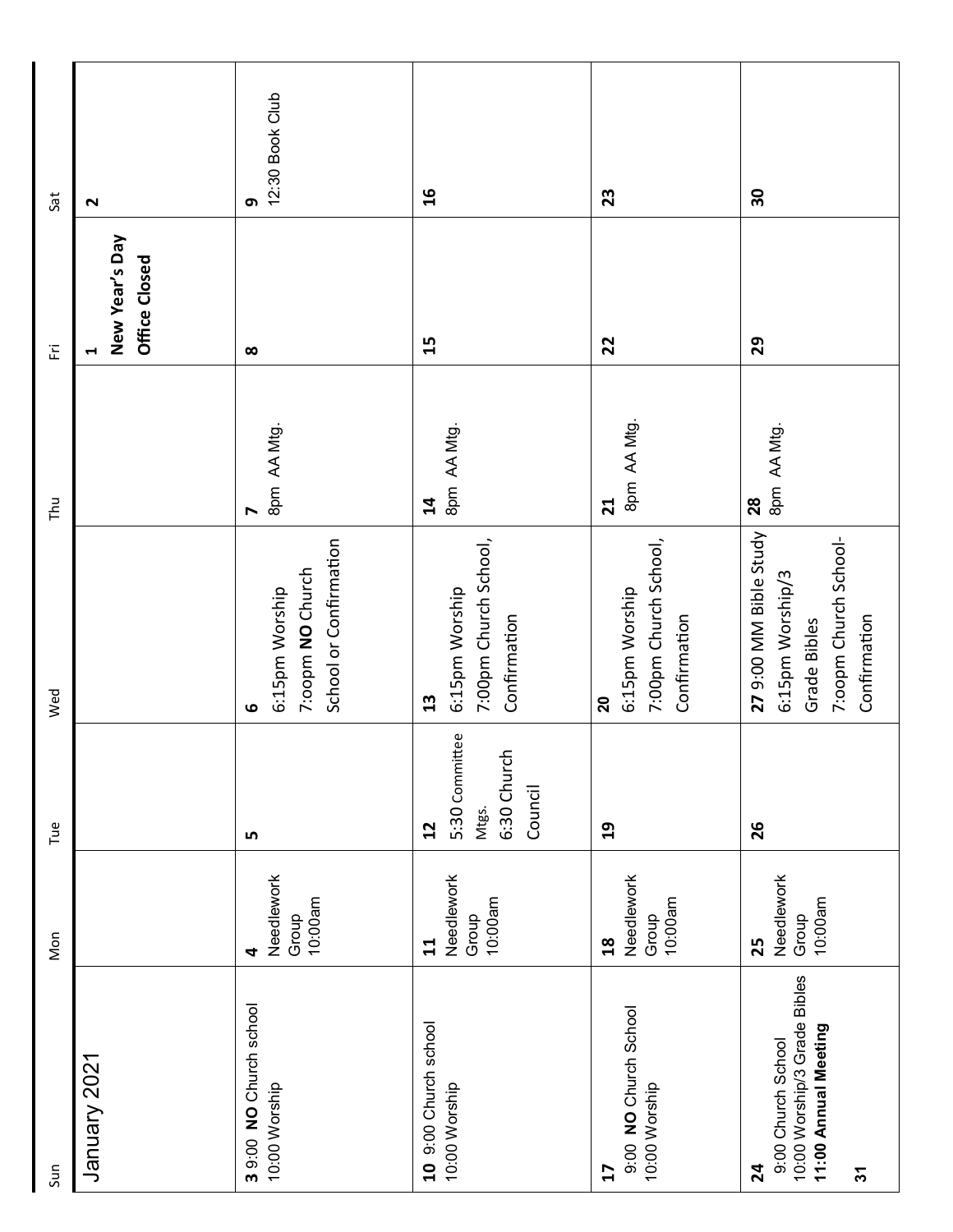# January 2021

| Sun | Mon | Tue | Wed | Thu | Fri | Sat |
|---|---|---|---|---|---|---|
| | | | | | **1** **New Year's Day** **Office Closed** | **2** |
| **3** 9:00 **NO** Church school 10:00 Worship | **4** Needlework Group 10:00am | **5** | **6** 6:15pm Worship 7:oopm **NO** Church School or Confirmation | **7** 8pm AA Mtg. | **8** | **9** 12:30 Book Club |
| **10** 9:00 Church school 10:00 Worship | **11** Needlework Group 10:00am | **12** 5:30 Committee Mtgs. 6:30 Church Council | **13** 6:15pm Worship 7:00pm Church School, Confirmation | **14** 8pm AA Mtg. | **15** | **16** |
| **17** 9:00 **NO** Church School 10:00 Worship | **18** Needlework Group 10:00am | **19** | **20** 6:15pm Worship 7:00pm Church School, Confirmation | **21** 8pm AA Mtg. | **22** | **23** |
| **24** 9:00 Church School 10:00 Worship/3 Grade Bibles **11:00 Annual Meeting** | **25** Needlework Group 10:00am | **26** | **27** 9:00 MM Bible Study 6:15pm Worship/3 Grade Bibles 7:oopm Church School-Confirmation | **28** 8pm AA Mtg. | **29** | **30** |
| **31** | | | | | | |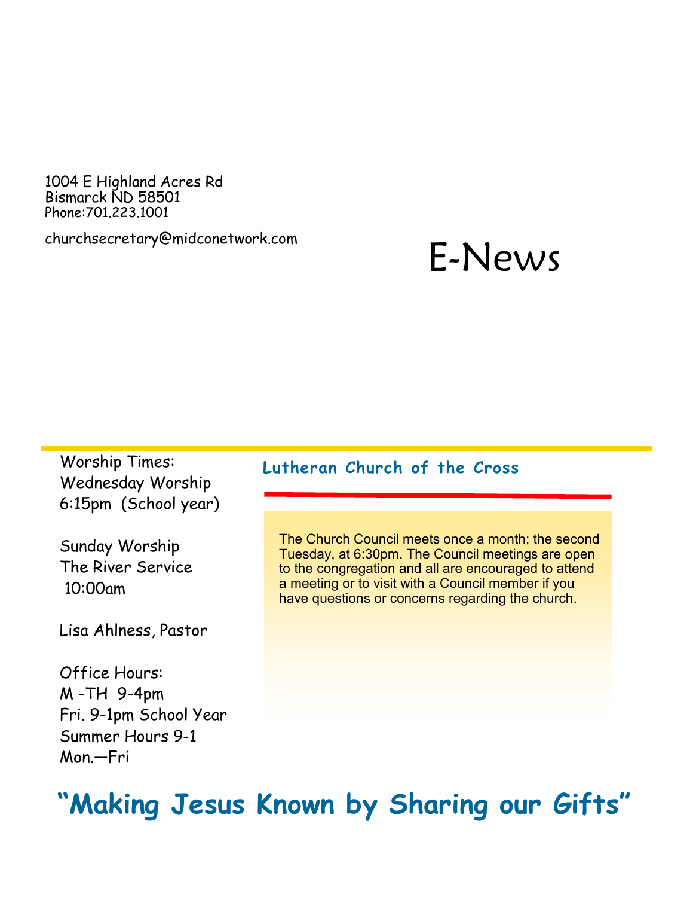1004 E Highland Acres Rd
Bismarck ND 58501
Phone:701.223.1001

churchsecretary@midconetwork.com

# E-News

Worship Times:
Wednesday Worship
6:15pm (School year)

Sunday Worship
The River Service
10:00am

Lisa Ahlness, Pastor

Office Hours:
M -TH 9-4pm
Fri. 9-1pm School Year
Summer Hours 9-1
Mon.—Fri

## Lutheran Church of the Cross

The Church Council meets once a month; the second Tuesday, at 6:30pm. The Council meetings are open to the congregation and all are encouraged to attend a meeting or to visit with a Council member if you have questions or concerns regarding the church.

**"Making Jesus Known by Sharing our Gifts"**